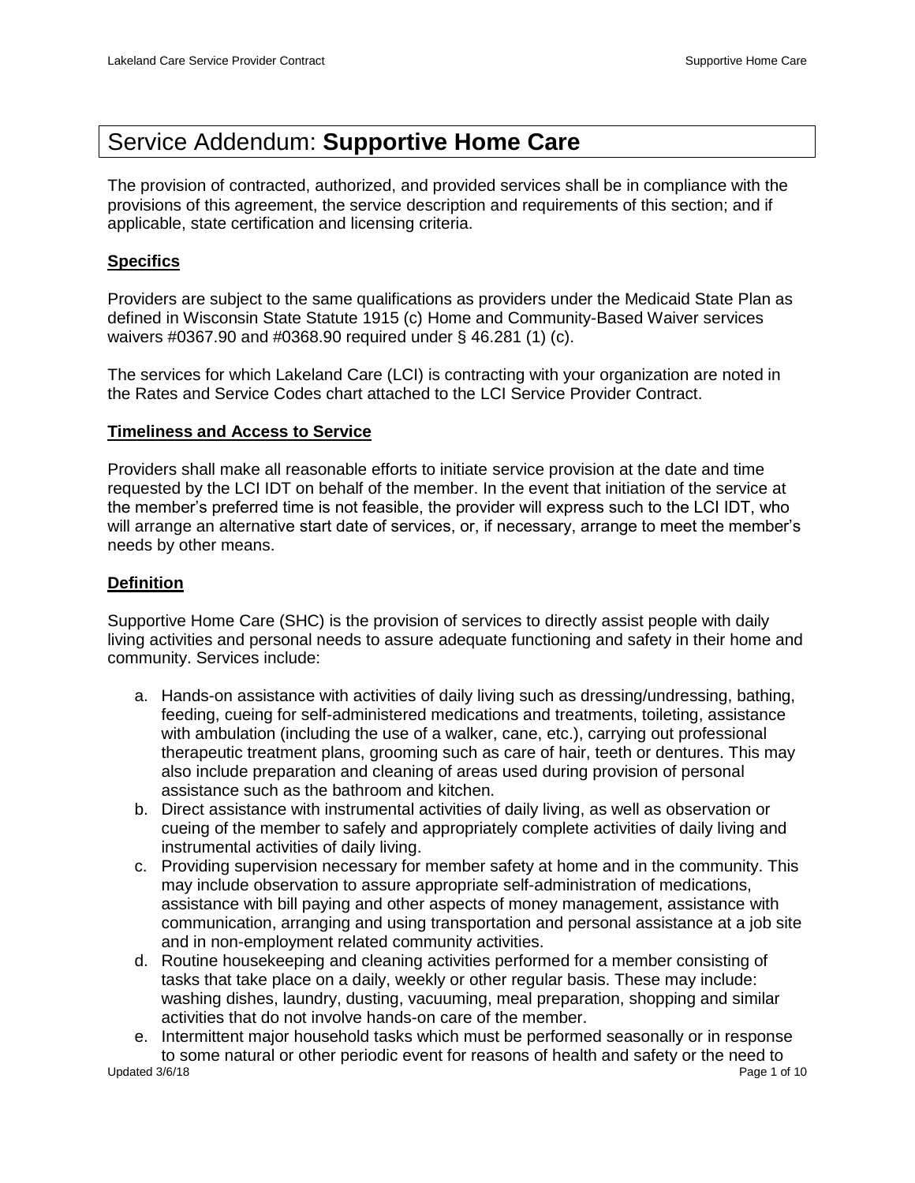# Service Addendum: **Supportive Home Care**

The provision of contracted, authorized, and provided services shall be in compliance with the provisions of this agreement, the service description and requirements of this section; and if applicable, state certification and licensing criteria.

## **Specifics**

Providers are subject to the same qualifications as providers under the Medicaid State Plan as defined in Wisconsin State Statute 1915 (c) Home and Community-Based Waiver services waivers #0367.90 and #0368.90 required under § 46.281 (1) (c).

The services for which Lakeland Care (LCI) is contracting with your organization are noted in the Rates and Service Codes chart attached to the LCI Service Provider Contract.

## **Timeliness and Access to Service**

Providers shall make all reasonable efforts to initiate service provision at the date and time requested by the LCI IDT on behalf of the member. In the event that initiation of the service at the member's preferred time is not feasible, the provider will express such to the LCI IDT, who will arrange an alternative start date of services, or, if necessary, arrange to meet the member's needs by other means.

## **Definition**

Supportive Home Care (SHC) is the provision of services to directly assist people with daily living activities and personal needs to assure adequate functioning and safety in their home and community. Services include:

a. Hands-on assistance with activities of daily living such as dressing/undressing, bathing, feeding, cueing for self-administered medications and treatments, toileting, assistance with ambulation (including the use of a walker, cane, etc.), carrying out professional therapeutic treatment plans, grooming such as care of hair, teeth or dentures. This may also include preparation and cleaning of areas used during provision of personal assistance such as the bathroom and kitchen.
b. Direct assistance with instrumental activities of daily living, as well as observation or cueing of the member to safely and appropriately complete activities of daily living and instrumental activities of daily living.
c. Providing supervision necessary for member safety at home and in the community. This may include observation to assure appropriate self-administration of medications, assistance with bill paying and other aspects of money management, assistance with communication, arranging and using transportation and personal assistance at a job site and in non-employment related community activities.
d. Routine housekeeping and cleaning activities performed for a member consisting of tasks that take place on a daily, weekly or other regular basis. These may include: washing dishes, laundry, dusting, vacuuming, meal preparation, shopping and similar activities that do not involve hands-on care of the member.
e. Intermittent major household tasks which must be performed seasonally or in response to some natural or other periodic event for reasons of health and safety or the need to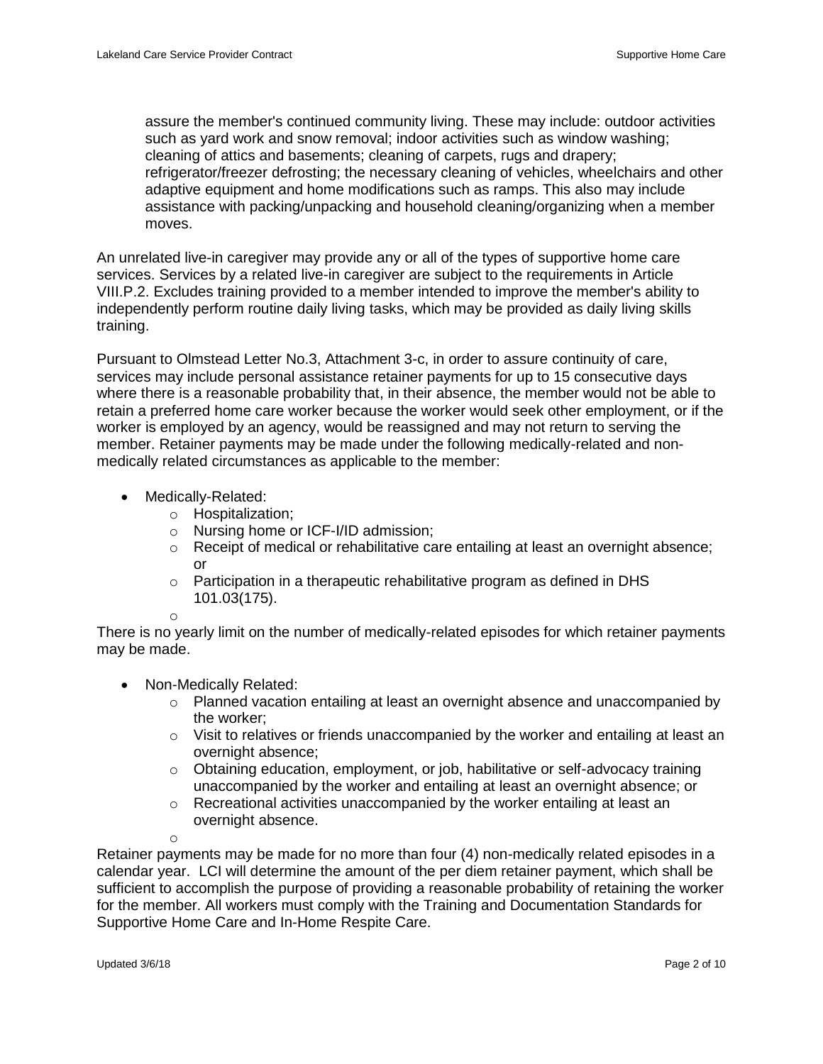assure the member's continued community living. These may include: outdoor activities such as yard work and snow removal; indoor activities such as window washing; cleaning of attics and basements; cleaning of carpets, rugs and drapery; refrigerator/freezer defrosting; the necessary cleaning of vehicles, wheelchairs and other adaptive equipment and home modifications such as ramps. This also may include assistance with packing/unpacking and household cleaning/organizing when a member moves.

An unrelated live-in caregiver may provide any or all of the types of supportive home care services. Services by a related live-in caregiver are subject to the requirements in Article VIII.P.2. Excludes training provided to a member intended to improve the member's ability to independently perform routine daily living tasks, which may be provided as daily living skills training.

Pursuant to Olmstead Letter No.3, Attachment 3-c, in order to assure continuity of care, services may include personal assistance retainer payments for up to 15 consecutive days where there is a reasonable probability that, in their absence, the member would not be able to retain a preferred home care worker because the worker would seek other employment, or if the worker is employed by an agency, would be reassigned and may not return to serving the member. Retainer payments may be made under the following medically-related and non-medically related circumstances as applicable to the member:

- Medically-Related:
  - Hospitalization;
  - Nursing home or ICF-I/ID admission;
  - Receipt of medical or rehabilitative care entailing at least an overnight absence; or
  - Participation in a therapeutic rehabilitative program as defined in DHS 101.03(175).

There is no yearly limit on the number of medically-related episodes for which retainer payments may be made.

- Non-Medically Related:
  - Planned vacation entailing at least an overnight absence and unaccompanied by the worker;
  - Visit to relatives or friends unaccompanied by the worker and entailing at least an overnight absence;
  - Obtaining education, employment, or job, habilitative or self-advocacy training unaccompanied by the worker and entailing at least an overnight absence; or
  - Recreational activities unaccompanied by the worker entailing at least an overnight absence.

Retainer payments may be made for no more than four (4) non-medically related episodes in a calendar year. LCI will determine the amount of the per diem retainer payment, which shall be sufficient to accomplish the purpose of providing a reasonable probability of retaining the worker for the member. All workers must comply with the Training and Documentation Standards for Supportive Home Care and In-Home Respite Care.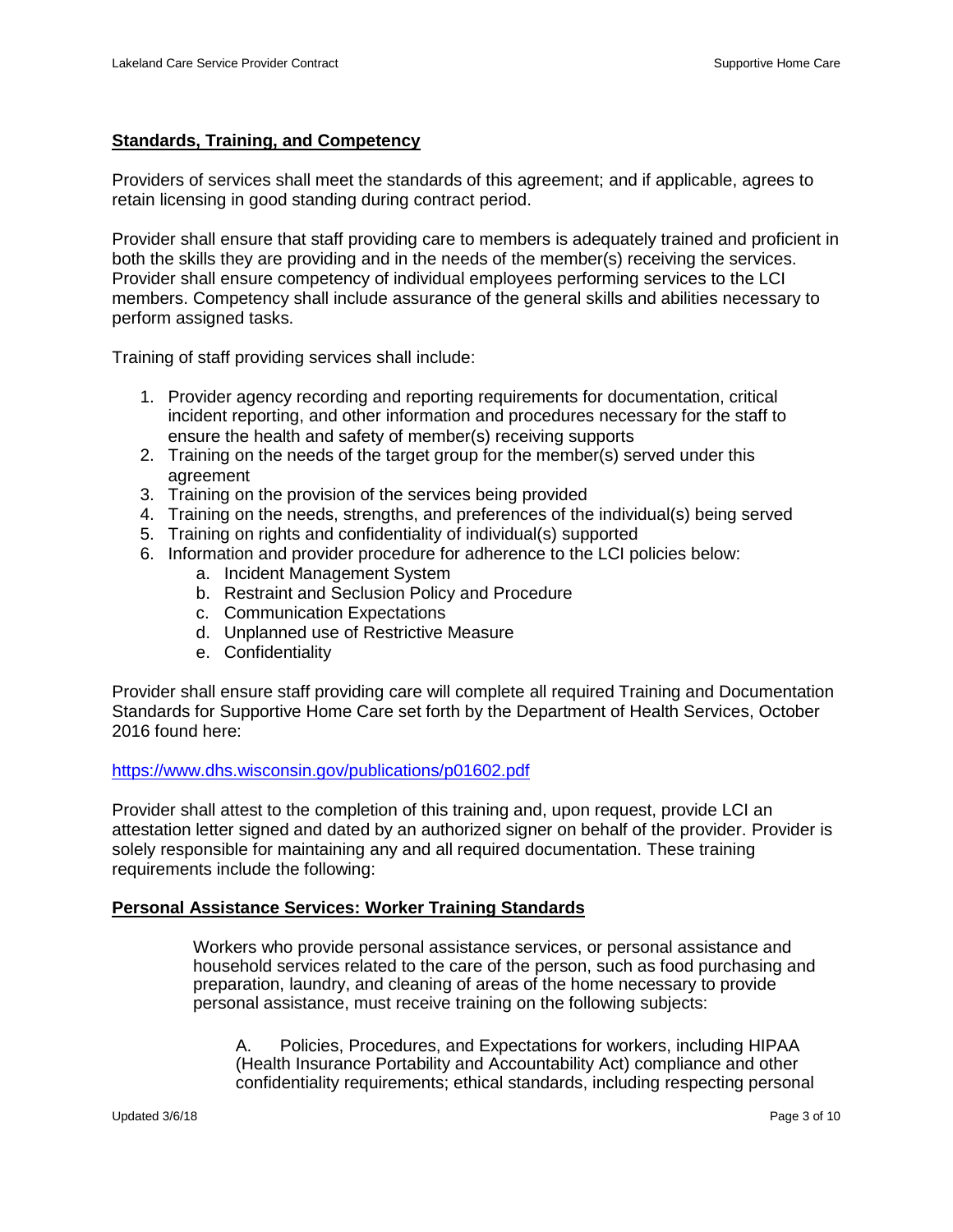## Standards, Training, and Competency

Providers of services shall meet the standards of this agreement; and if applicable, agrees to retain licensing in good standing during contract period.

Provider shall ensure that staff providing care to members is adequately trained and proficient in both the skills they are providing and in the needs of the member(s) receiving the services. Provider shall ensure competency of individual employees performing services to the LCI members. Competency shall include assurance of the general skills and abilities necessary to perform assigned tasks.

Training of staff providing services shall include:

1. Provider agency recording and reporting requirements for documentation, critical incident reporting, and other information and procedures necessary for the staff to ensure the health and safety of member(s) receiving supports
2. Training on the needs of the target group for the member(s) served under this agreement
3. Training on the provision of the services being provided
4. Training on the needs, strengths, and preferences of the individual(s) being served
5. Training on rights and confidentiality of individual(s) supported
6. Information and provider procedure for adherence to the LCI policies below:
    a. Incident Management System
    b. Restraint and Seclusion Policy and Procedure
    c. Communication Expectations
    d. Unplanned use of Restrictive Measure
    e. Confidentiality

Provider shall ensure staff providing care will complete all required Training and Documentation Standards for Supportive Home Care set forth by the Department of Health Services, October 2016 found here:

https://www.dhs.wisconsin.gov/publications/p01602.pdf

Provider shall attest to the completion of this training and, upon request, provide LCI an attestation letter signed and dated by an authorized signer on behalf of the provider. Provider is solely responsible for maintaining any and all required documentation. These training requirements include the following:

## Personal Assistance Services: Worker Training Standards

Workers who provide personal assistance services, or personal assistance and household services related to the care of the person, such as food purchasing and preparation, laundry, and cleaning of areas of the home necessary to provide personal assistance, must receive training on the following subjects:

A. Policies, Procedures, and Expectations for workers, including HIPAA (Health Insurance Portability and Accountability Act) compliance and other confidentiality requirements; ethical standards, including respecting personal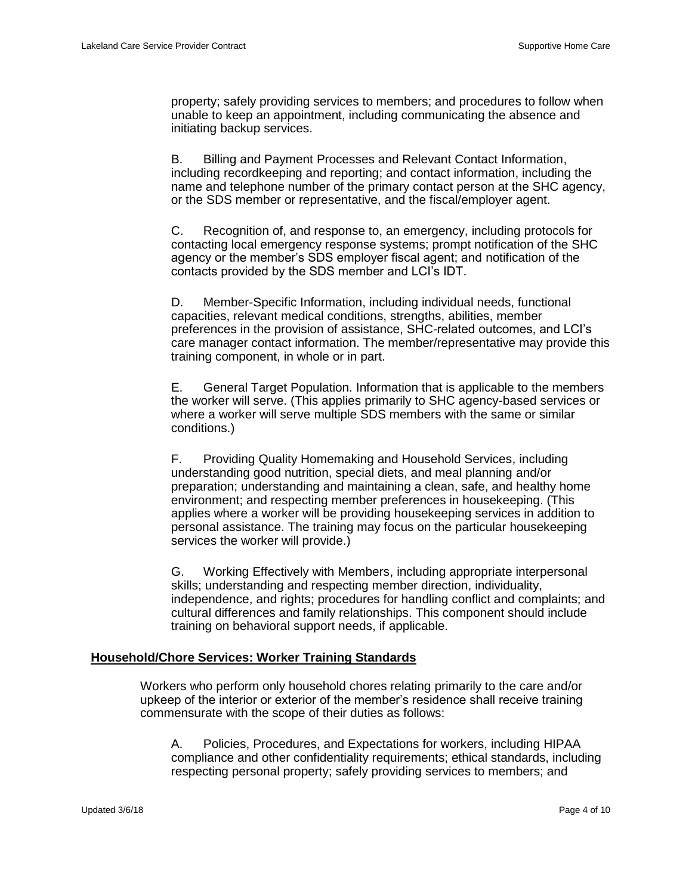property; safely providing services to members; and procedures to follow when unable to keep an appointment, including communicating the absence and initiating backup services.

B. Billing and Payment Processes and Relevant Contact Information, including recordkeeping and reporting; and contact information, including the name and telephone number of the primary contact person at the SHC agency, or the SDS member or representative, and the fiscal/employer agent.

C. Recognition of, and response to, an emergency, including protocols for contacting local emergency response systems; prompt notification of the SHC agency or the member's SDS employer fiscal agent; and notification of the contacts provided by the SDS member and LCI's IDT.

D. Member-Specific Information, including individual needs, functional capacities, relevant medical conditions, strengths, abilities, member preferences in the provision of assistance, SHC-related outcomes, and LCI's care manager contact information. The member/representative may provide this training component, in whole or in part.

E. General Target Population. Information that is applicable to the members the worker will serve. (This applies primarily to SHC agency-based services or where a worker will serve multiple SDS members with the same or similar conditions.)

F. Providing Quality Homemaking and Household Services, including understanding good nutrition, special diets, and meal planning and/or preparation; understanding and maintaining a clean, safe, and healthy home environment; and respecting member preferences in housekeeping. (This applies where a worker will be providing housekeeping services in addition to personal assistance. The training may focus on the particular housekeeping services the worker will provide.)

G. Working Effectively with Members, including appropriate interpersonal skills; understanding and respecting member direction, individuality, independence, and rights; procedures for handling conflict and complaints; and cultural differences and family relationships. This component should include training on behavioral support needs, if applicable.

## Household/Chore Services: Worker Training Standards

Workers who perform only household chores relating primarily to the care and/or upkeep of the interior or exterior of the member's residence shall receive training commensurate with the scope of their duties as follows:

A. Policies, Procedures, and Expectations for workers, including HIPAA compliance and other confidentiality requirements; ethical standards, including respecting personal property; safely providing services to members; and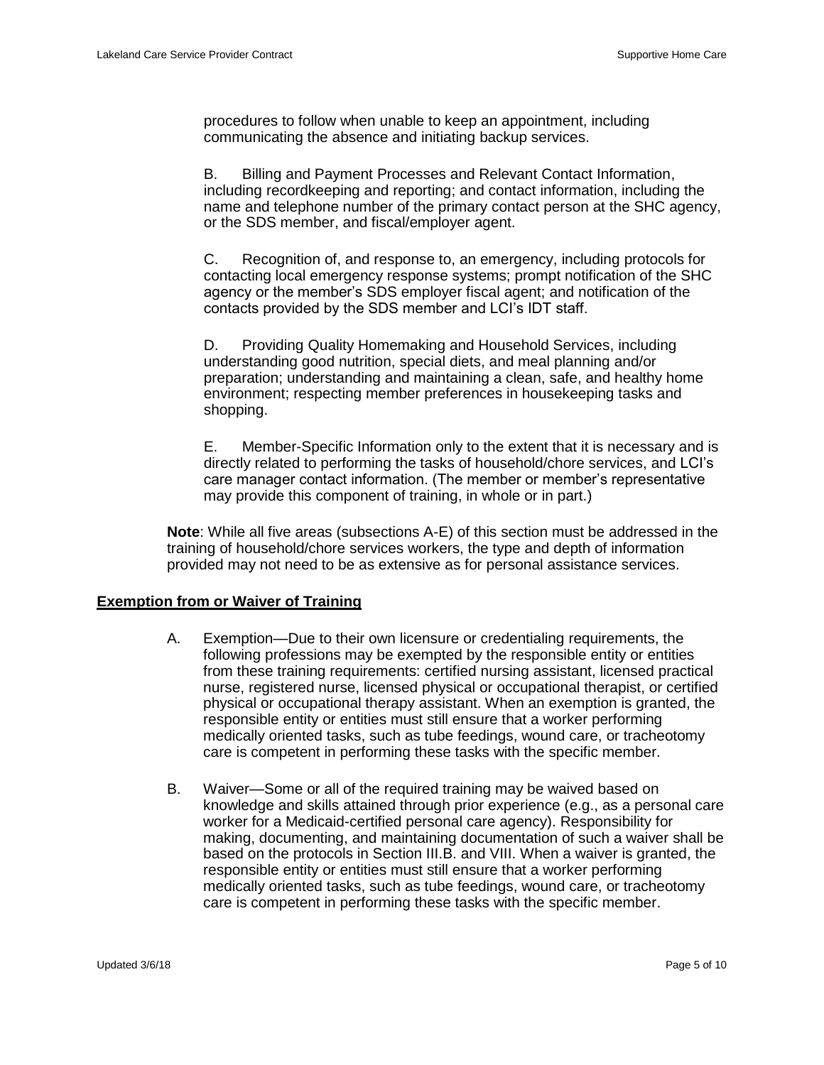procedures to follow when unable to keep an appointment, including communicating the absence and initiating backup services.

B. Billing and Payment Processes and Relevant Contact Information, including recordkeeping and reporting; and contact information, including the name and telephone number of the primary contact person at the SHC agency, or the SDS member, and fiscal/employer agent.

C. Recognition of, and response to, an emergency, including protocols for contacting local emergency response systems; prompt notification of the SHC agency or the member's SDS employer fiscal agent; and notification of the contacts provided by the SDS member and LCI's IDT staff.

D. Providing Quality Homemaking and Household Services, including understanding good nutrition, special diets, and meal planning and/or preparation; understanding and maintaining a clean, safe, and healthy home environment; respecting member preferences in housekeeping tasks and shopping.

E. Member-Specific Information only to the extent that it is necessary and is directly related to performing the tasks of household/chore services, and LCI's care manager contact information. (The member or member's representative may provide this component of training, in whole or in part.)

**Note**: While all five areas (subsections A-E) of this section must be addressed in the training of household/chore services workers, the type and depth of information provided may not need to be as extensive as for personal assistance services.

## Exemption from or Waiver of Training

A. Exemption—Due to their own licensure or credentialing requirements, the following professions may be exempted by the responsible entity or entities from these training requirements: certified nursing assistant, licensed practical nurse, registered nurse, licensed physical or occupational therapist, or certified physical or occupational therapy assistant. When an exemption is granted, the responsible entity or entities must still ensure that a worker performing medically oriented tasks, such as tube feedings, wound care, or tracheotomy care is competent in performing these tasks with the specific member.

B. Waiver—Some or all of the required training may be waived based on knowledge and skills attained through prior experience (e.g., as a personal care worker for a Medicaid-certified personal care agency). Responsibility for making, documenting, and maintaining documentation of such a waiver shall be based on the protocols in Section III.B. and VIII. When a waiver is granted, the responsible entity or entities must still ensure that a worker performing medically oriented tasks, such as tube feedings, wound care, or tracheotomy care is competent in performing these tasks with the specific member.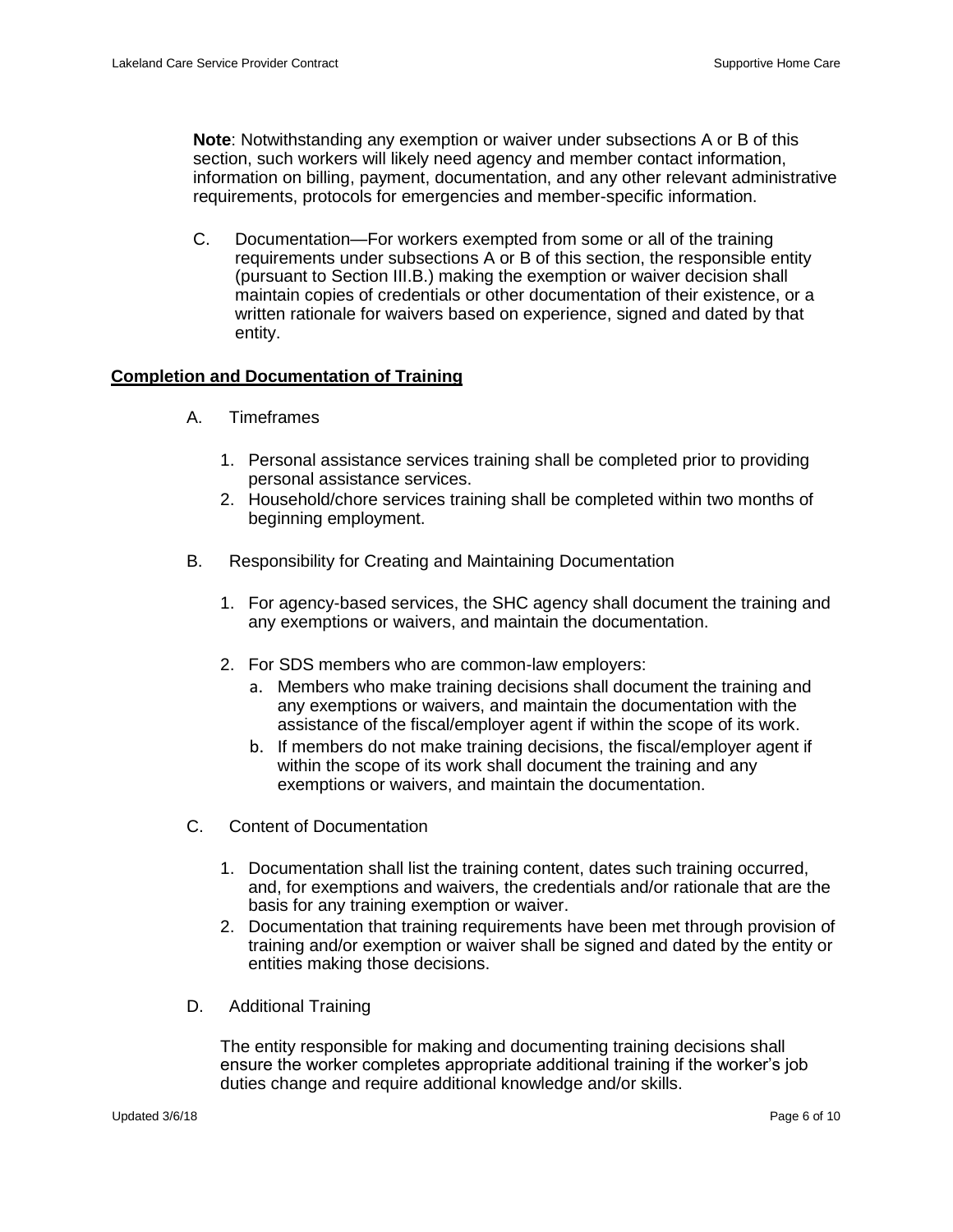**Note**: Notwithstanding any exemption or waiver under subsections A or B of this section, such workers will likely need agency and member contact information, information on billing, payment, documentation, and any other relevant administrative requirements, protocols for emergencies and member-specific information.

C. Documentation—For workers exempted from some or all of the training requirements under subsections A or B of this section, the responsible entity (pursuant to Section III.B.) making the exemption or waiver decision shall maintain copies of credentials or other documentation of their existence, or a written rationale for waivers based on experience, signed and dated by that entity.

**Completion and Documentation of Training**

A. Timeframes

1. Personal assistance services training shall be completed prior to providing personal assistance services.
2. Household/chore services training shall be completed within two months of beginning employment.

B. Responsibility for Creating and Maintaining Documentation

1. For agency-based services, the SHC agency shall document the training and any exemptions or waivers, and maintain the documentation.

2. For SDS members who are common-law employers:
   a. Members who make training decisions shall document the training and any exemptions or waivers, and maintain the documentation with the assistance of the fiscal/employer agent if within the scope of its work.
   b. If members do not make training decisions, the fiscal/employer agent if within the scope of its work shall document the training and any exemptions or waivers, and maintain the documentation.

C. Content of Documentation

1. Documentation shall list the training content, dates such training occurred, and, for exemptions and waivers, the credentials and/or rationale that are the basis for any training exemption or waiver.
2. Documentation that training requirements have been met through provision of training and/or exemption or waiver shall be signed and dated by the entity or entities making those decisions.

D. Additional Training

The entity responsible for making and documenting training decisions shall ensure the worker completes appropriate additional training if the worker's job duties change and require additional knowledge and/or skills.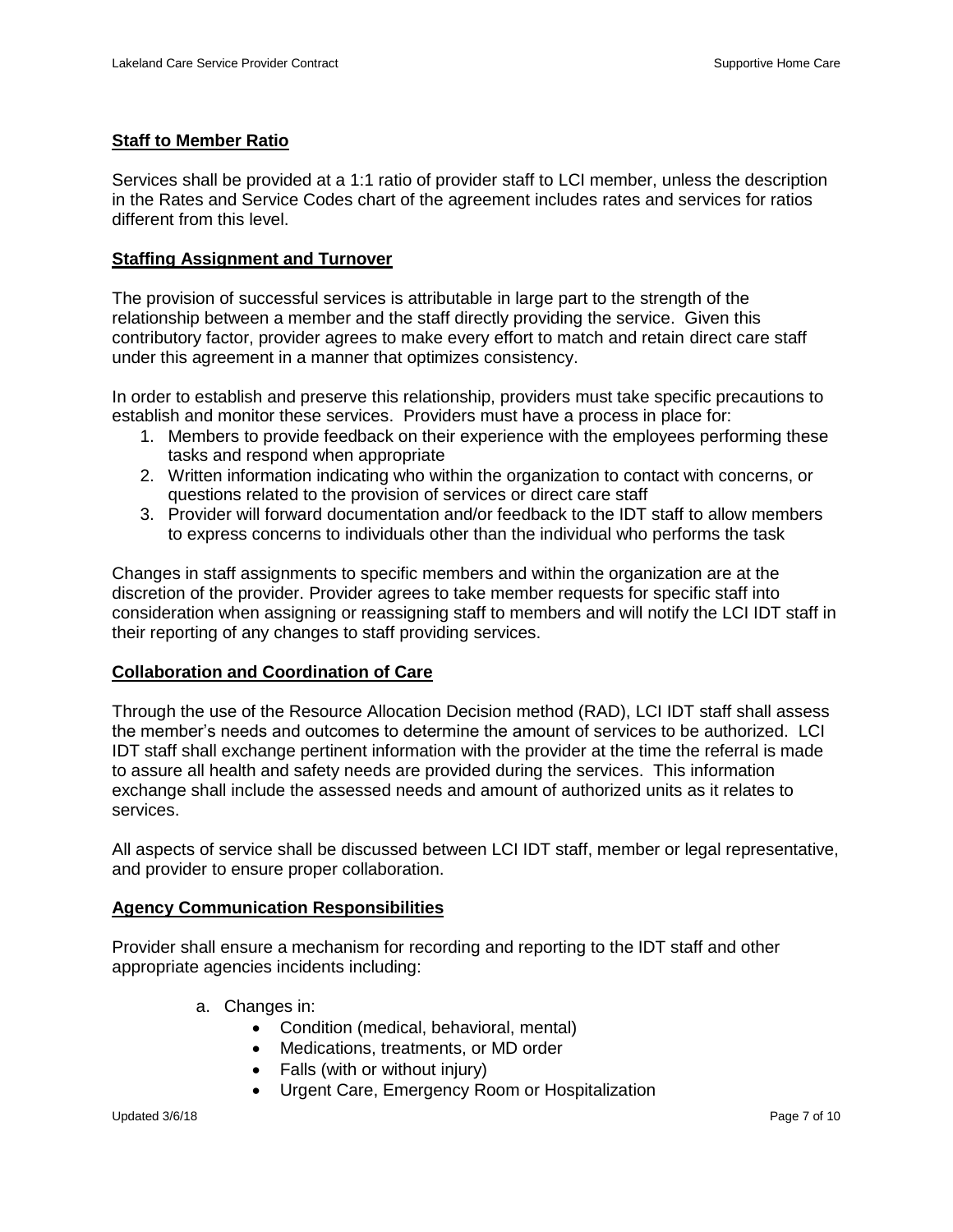## Staff to Member Ratio

Services shall be provided at a 1:1 ratio of provider staff to LCI member, unless the description in the Rates and Service Codes chart of the agreement includes rates and services for ratios different from this level.

## Staffing Assignment and Turnover

The provision of successful services is attributable in large part to the strength of the relationship between a member and the staff directly providing the service. Given this contributory factor, provider agrees to make every effort to match and retain direct care staff under this agreement in a manner that optimizes consistency.

In order to establish and preserve this relationship, providers must take specific precautions to establish and monitor these services. Providers must have a process in place for:

1. Members to provide feedback on their experience with the employees performing these tasks and respond when appropriate
2. Written information indicating who within the organization to contact with concerns, or questions related to the provision of services or direct care staff
3. Provider will forward documentation and/or feedback to the IDT staff to allow members to express concerns to individuals other than the individual who performs the task

Changes in staff assignments to specific members and within the organization are at the discretion of the provider. Provider agrees to take member requests for specific staff into consideration when assigning or reassigning staff to members and will notify the LCI IDT staff in their reporting of any changes to staff providing services.

## Collaboration and Coordination of Care

Through the use of the Resource Allocation Decision method (RAD), LCI IDT staff shall assess the member's needs and outcomes to determine the amount of services to be authorized. LCI IDT staff shall exchange pertinent information with the provider at the time the referral is made to assure all health and safety needs are provided during the services. This information exchange shall include the assessed needs and amount of authorized units as it relates to services.

All aspects of service shall be discussed between LCI IDT staff, member or legal representative, and provider to ensure proper collaboration.

## Agency Communication Responsibilities

Provider shall ensure a mechanism for recording and reporting to the IDT staff and other appropriate agencies incidents including:

a. Changes in:
   - Condition (medical, behavioral, mental)
   - Medications, treatments, or MD order
   - Falls (with or without injury)
   - Urgent Care, Emergency Room or Hospitalization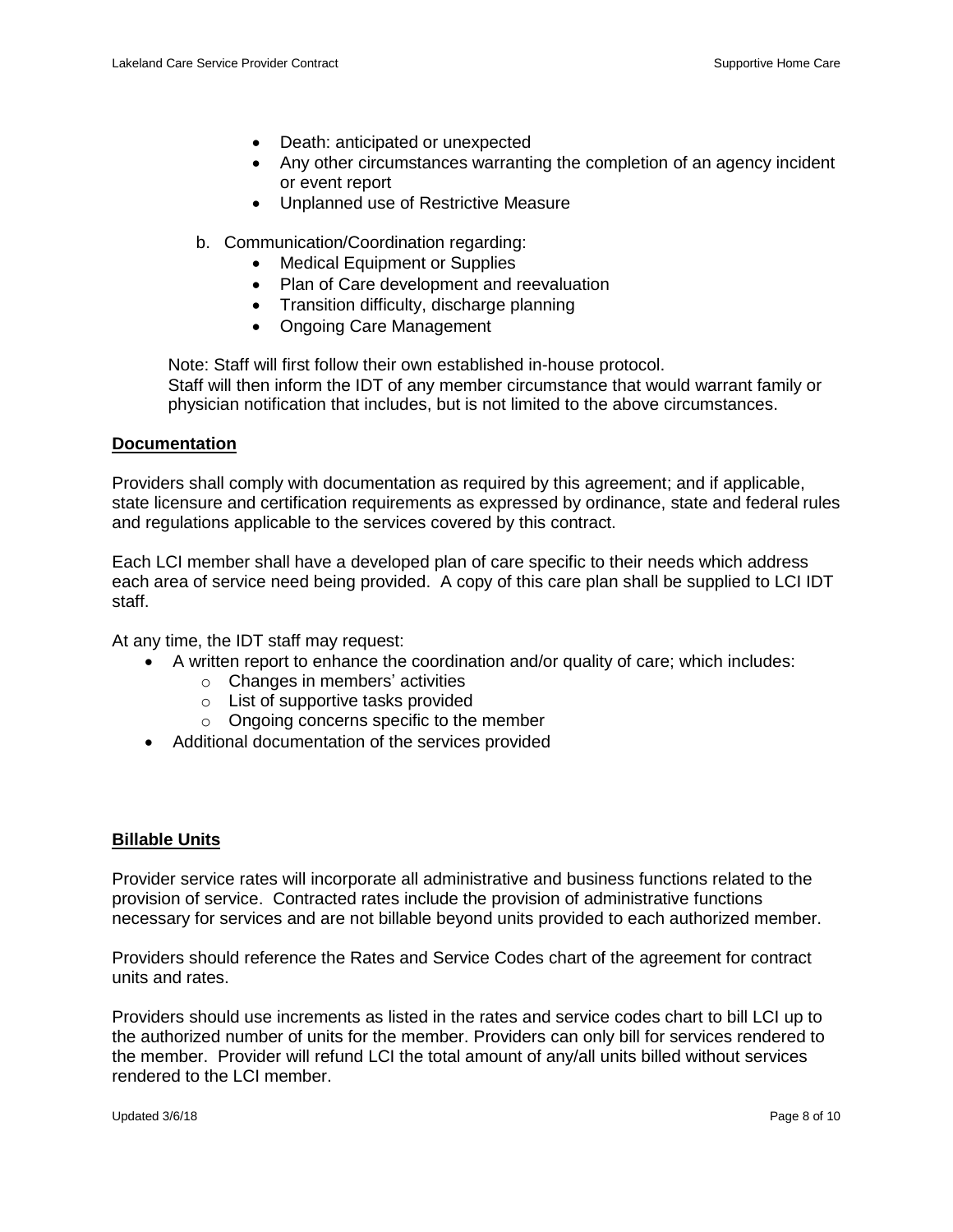- Death: anticipated or unexpected
- Any other circumstances warranting the completion of an agency incident or event report
- Unplanned use of Restrictive Measure

b. Communication/Coordination regarding:
   - Medical Equipment or Supplies
   - Plan of Care development and reevaluation
   - Transition difficulty, discharge planning
   - Ongoing Care Management

Note: Staff will first follow their own established in-house protocol.
Staff will then inform the IDT of any member circumstance that would warrant family or physician notification that includes, but is not limited to the above circumstances.

**Documentation**

Providers shall comply with documentation as required by this agreement; and if applicable, state licensure and certification requirements as expressed by ordinance, state and federal rules and regulations applicable to the services covered by this contract.

Each LCI member shall have a developed plan of care specific to their needs which address each area of service need being provided. A copy of this care plan shall be supplied to LCI IDT staff.

At any time, the IDT staff may request:

- A written report to enhance the coordination and/or quality of care; which includes:
  - Changes in members' activities
  - List of supportive tasks provided
  - Ongoing concerns specific to the member
- Additional documentation of the services provided

**Billable Units**

Provider service rates will incorporate all administrative and business functions related to the provision of service. Contracted rates include the provision of administrative functions necessary for services and are not billable beyond units provided to each authorized member.

Providers should reference the Rates and Service Codes chart of the agreement for contract units and rates.

Providers should use increments as listed in the rates and service codes chart to bill LCI up to the authorized number of units for the member. Providers can only bill for services rendered to the member. Provider will refund LCI the total amount of any/all units billed without services rendered to the LCI member.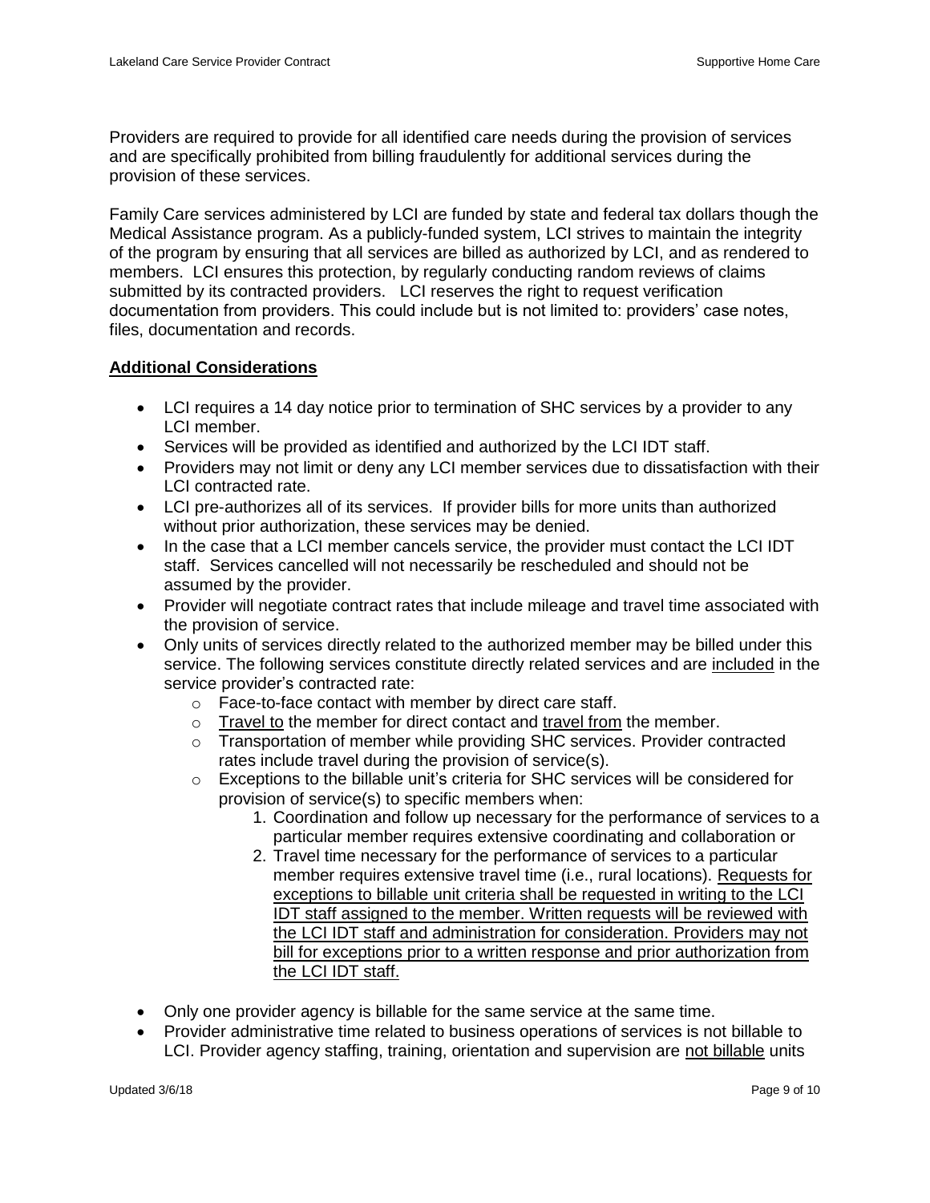Providers are required to provide for all identified care needs during the provision of services and are specifically prohibited from billing fraudulently for additional services during the provision of these services.

Family Care services administered by LCI are funded by state and federal tax dollars though the Medical Assistance program. As a publicly-funded system, LCI strives to maintain the integrity of the program by ensuring that all services are billed as authorized by LCI, and as rendered to members. LCI ensures this protection, by regularly conducting random reviews of claims submitted by its contracted providers. LCI reserves the right to request verification documentation from providers. This could include but is not limited to: providers' case notes, files, documentation and records.

**Additional Considerations**

- LCI requires a 14 day notice prior to termination of SHC services by a provider to any LCI member.
- Services will be provided as identified and authorized by the LCI IDT staff.
- Providers may not limit or deny any LCI member services due to dissatisfaction with their LCI contracted rate.
- LCI pre-authorizes all of its services. If provider bills for more units than authorized without prior authorization, these services may be denied.
- In the case that a LCI member cancels service, the provider must contact the LCI IDT staff. Services cancelled will not necessarily be rescheduled and should not be assumed by the provider.
- Provider will negotiate contract rates that include mileage and travel time associated with the provision of service.
- Only units of services directly related to the authorized member may be billed under this service. The following services constitute directly related services and are included in the service provider's contracted rate:
    - Face-to-face contact with member by direct care staff.
    - Travel to the member for direct contact and travel from the member.
    - Transportation of member while providing SHC services. Provider contracted rates include travel during the provision of service(s).
    - Exceptions to the billable unit's criteria for SHC services will be considered for provision of service(s) to specific members when:
        1. Coordination and follow up necessary for the performance of services to a particular member requires extensive coordinating and collaboration or
        2. Travel time necessary for the performance of services to a particular member requires extensive travel time (i.e., rural locations). Requests for exceptions to billable unit criteria shall be requested in writing to the LCI IDT staff assigned to the member. Written requests will be reviewed with the LCI IDT staff and administration for consideration. Providers may not bill for exceptions prior to a written response and prior authorization from the LCI IDT staff.
- Only one provider agency is billable for the same service at the same time.
- Provider administrative time related to business operations of services is not billable to LCI. Provider agency staffing, training, orientation and supervision are not billable units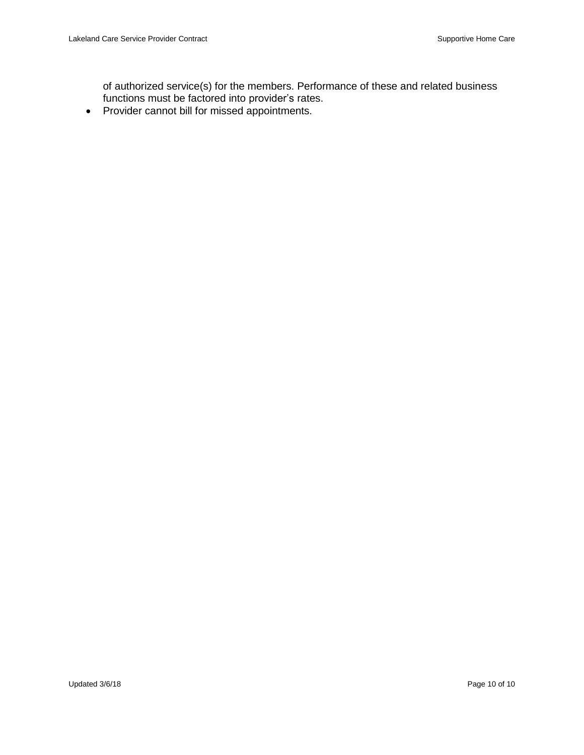of authorized service(s) for the members. Performance of these and related business functions must be factored into provider's rates.

- Provider cannot bill for missed appointments.